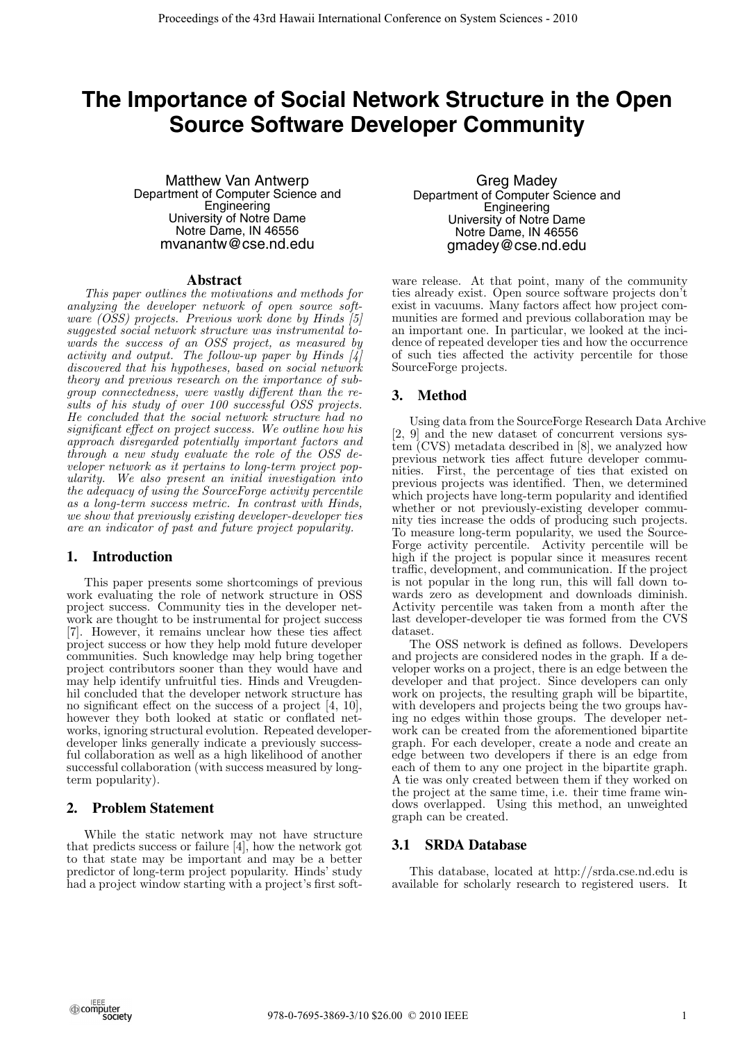# The Importance of Social Network Structure in the Open Source Software Developer Community

Matthew Van Antwerp
Department of Computer Science and Engineering
University of Notre Dame
Notre Dame, IN 46556
mvanantw@cse.nd.edu

Greg Madey
Department of Computer Science and Engineering
University of Notre Dame
Notre Dame, IN 46556
gmadey@cse.nd.edu

## Abstract

*This paper outlines the motivations and methods for analyzing the developer network of open source software (OSS) projects. Previous work done by Hinds [5] suggested social network structure was instrumental towards the success of an OSS project, as measured by activity and output. The follow-up paper by Hinds [4] discovered that his hypotheses, based on social network theory and previous research on the importance of subgroup connectedness, were vastly different than the results of his study of over 100 successful OSS projects. He concluded that the social network structure had no significant effect on project success. We outline how his approach disregarded potentially important factors and through a new study evaluate the role of the OSS developer network as it pertains to long-term project popularity. We also present an initial investigation into the adequacy of using the SourceForge activity percentile as a long-term success metric. In contrast with Hinds, we show that previously existing developer-developer ties are an indicator of past and future project popularity.*

## 1. Introduction

This paper presents some shortcomings of previous work evaluating the role of network structure in OSS project success. Community ties in the developer network are thought to be instrumental for project success [7]. However, it remains unclear how these ties affect project success or how they help mold future developer communities. Such knowledge may help bring together project contributors sooner than they would have and may help identify unfruitful ties. Hinds and Vreugdenhil concluded that the developer network structure has no significant effect on the success of a project [4, 10], however they both looked at static or conflated networks, ignoring structural evolution. Repeated developer-developer links generally indicate a previously successful collaboration as well as a high likelihood of another successful collaboration (with success measured by long-term popularity).

## 2. Problem Statement

While the static network may not have structure that predicts success or failure [4], how the network got to that state may be important and may be a better predictor of long-term project popularity. Hinds' study had a project window starting with a project's first software release. At that point, many of the community ties already exist. Open source software projects don't exist in vacuums. Many factors affect how project communities are formed and previous collaboration may be an important one. In particular, we looked at the incidence of repeated developer ties and how the occurrence of such ties affected the activity percentile for those SourceForge projects.

## 3. Method

Using data from the SourceForge Research Data Archive [2, 9] and the new dataset of concurrent versions system (CVS) metadata described in [8], we analyzed how previous network ties affect future developer communities. First, the percentage of ties that existed on previous projects was identified. Then, we determined which projects have long-term popularity and identified whether or not previously-existing developer community ties increase the odds of producing such projects. To measure long-term popularity, we used the SourceForge activity percentile. Activity percentile will be high if the project is popular since it measures recent traffic, development, and communication. If the project is not popular in the long run, this will fall down towards zero as development and downloads diminish. Activity percentile was taken from a month after the last developer-developer tie was formed from the CVS dataset.

The OSS network is defined as follows. Developers and projects are considered nodes in the graph. If a developer works on a project, there is an edge between the developer and that project. Since developers can only work on projects, the resulting graph will be bipartite, with developers and projects being the two groups having no edges within those groups. The developer network can be created from the aforementioned bipartite graph. For each developer, create a node and create an edge between two developers if there is an edge from each of them to any one project in the bipartite graph. A tie was only created between them if they worked on the project at the same time, i.e. their time frame windows overlapped. Using this method, an unweighted graph can be created.

### 3.1 SRDA Database

This database, located at http://srda.cse.nd.edu is available for scholarly research to registered users. It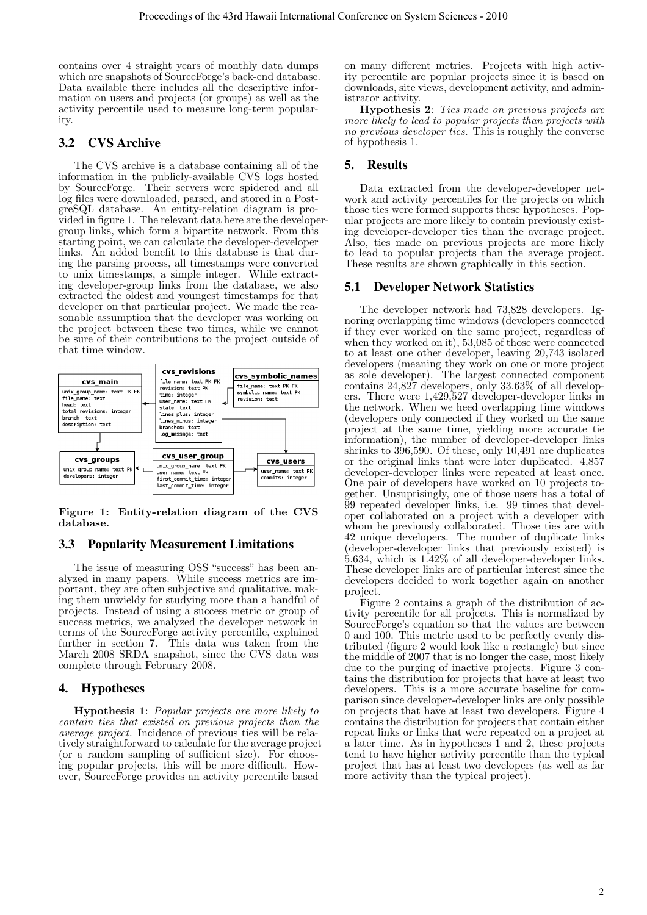contains over 4 straight years of monthly data dumps which are snapshots of SourceForge's back-end database. Data available there includes all the descriptive information on users and projects (or groups) as well as the activity percentile used to measure long-term popularity.

## 3.2 CVS Archive

The CVS archive is a database containing all of the information in the publicly-available CVS logs hosted by SourceForge. Their servers were spidered and all log files were downloaded, parsed, and stored in a PostgreSQL database. An entity-relation diagram is provided in figure 1. The relevant data here are the developer-group links, which form a bipartite network. From this starting point, we can calculate the developer-developer links. An added benefit to this database is that during the parsing process, all timestamps were converted to unix timestamps, a simple integer. While extracting developer-group links from the database, we also extracted the oldest and youngest timestamps for that developer on that particular project. We made the reasonable assumption that the developer was working on the project between these two times, while we cannot be sure of their contributions to the project outside of that time window.

**Figure 1: Entity-relation diagram of the CVS database.**

## 3.3 Popularity Measurement Limitations

The issue of measuring OSS "success" has been analyzed in many papers. While success metrics are important, they are often subjective and qualitative, making them unwieldy for studying more than a handful of projects. Instead of using a success metric or group of success metrics, we analyzed the developer network in terms of the SourceForge activity percentile, explained further in section 7. This data was taken from the March 2008 SRDA snapshot, since the CVS data was complete through February 2008.

# 4. Hypotheses

**Hypothesis 1**: *Popular projects are more likely to contain ties that existed on previous projects than the average project.* Incidence of previous ties will be relatively straightforward to calculate for the average project (or a random sampling of sufficient size). For choosing popular projects, this will be more difficult. However, SourceForge provides an activity percentile based on many different metrics. Projects with high activity percentile are popular projects since it is based on downloads, site views, development activity, and administrator activity.

**Hypothesis 2**: *Ties made on previous projects are more likely to lead to popular projects than projects with no previous developer ties.* This is roughly the converse of hypothesis 1.

# 5. Results

Data extracted from the developer-developer network and activity percentiles for the projects on which those ties were formed supports these hypotheses. Popular projects are more likely to contain previously existing developer-developer ties than the average project. Also, ties made on previous projects are more likely to lead to popular projects than the average project. These results are shown graphically in this section.

## 5.1 Developer Network Statistics

The developer network had 73,828 developers. Ignoring overlapping time windows (developers connected if they ever worked on the same project, regardless of when they worked on it), 53,085 of those were connected to at least one other developer, leaving 20,743 isolated developers (meaning they work on one or more project as sole developer). The largest connected component contains 24,827 developers, only 33.63% of all developers. There were 1,429,527 developer-developer links in the network. When we heed overlapping time windows (developers only connected if they worked on the same project at the same time, yielding more accurate tie information), the number of developer-developer links shrinks to 396,590. Of these, only 10,491 are duplicates or the original links that were later duplicated. 4,857 developer-developer links were repeated at least once. One pair of developers have worked on 10 projects together. Unsuprisingly, one of those users has a total of 99 repeated developer links, i.e. 99 times that developer collaborated on a project with a developer with whom he previously collaborated. Those ties are with 42 unique developers. The number of duplicate links (developer-developer links that previously existed) is 5,634, which is 1.42% of all developer-developer links. These developer links are of particular interest since the developers decided to work together again on another project.

Figure 2 contains a graph of the distribution of activity percentile for all projects. This is normalized by SourceForge's equation so that the values are between 0 and 100. This metric used to be perfectly evenly distributed (figure 2 would look like a rectangle) but since the middle of 2007 that is no longer the case, most likely due to the purging of inactive projects. Figure 3 contains the distribution for projects that have at least two developers. This is a more accurate baseline for comparison since developer-developer links are only possible on projects that have at least two developers. Figure 4 contains the distribution for projects that contain either repeat links or links that were repeated on a project at a later time. As in hypotheses 1 and 2, these projects tend to have higher activity percentile than the typical project that has at least two developers (as well as far more activity than the typical project).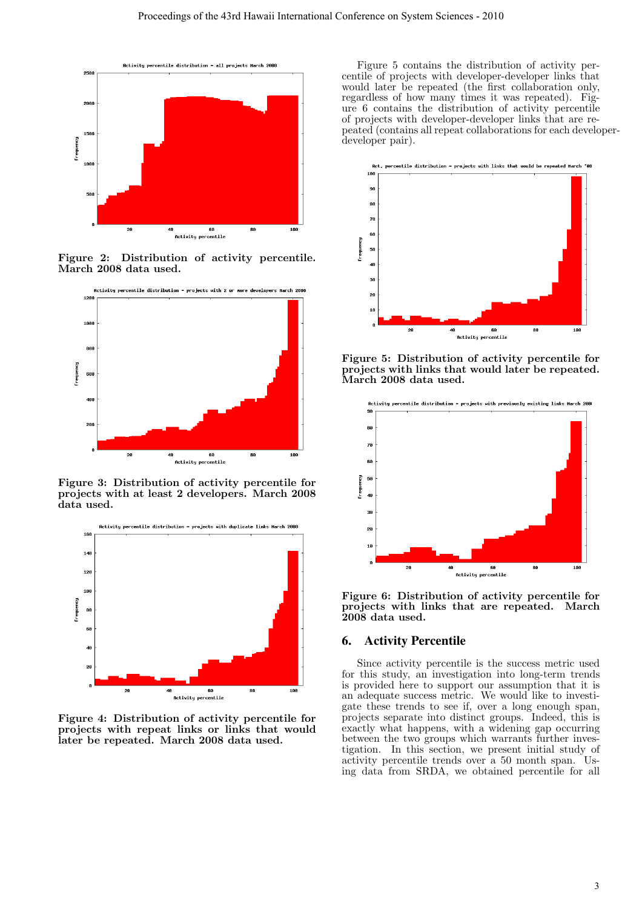**Figure 2: Distribution of activity percentile. March 2008 data used.**

**Figure 3: Distribution of activity percentile for projects with at least 2 developers. March 2008 data used.**

**Figure 4: Distribution of activity percentile for projects with repeat links or links that would later be repeated. March 2008 data used.**

Figure 5 contains the distribution of activity percentile of projects with developer-developer links that would later be repeated (the first collaboration only, regardless of how many times it was repeated). Figure 6 contains the distribution of activity percentile of projects with developer-developer links that are repeated (contains all repeat collaborations for each developer-developer pair).

**Figure 5: Distribution of activity percentile for projects with links that would later be repeated. March 2008 data used.**

**Figure 6: Distribution of activity percentile for projects with links that are repeated. March 2008 data used.**

## 6. Activity Percentile

Since activity percentile is the success metric used for this study, an investigation into long-term trends is provided here to support our assumption that it is an adequate success metric. We would like to investigate these trends to see if, over a long enough span, projects separate into distinct groups. Indeed, this is exactly what happens, with a widening gap occurring between the two groups which warrants further investigation. In this section, we present initial study of activity percentile trends over a 50 month span. Using data from SRDA, we obtained percentile for all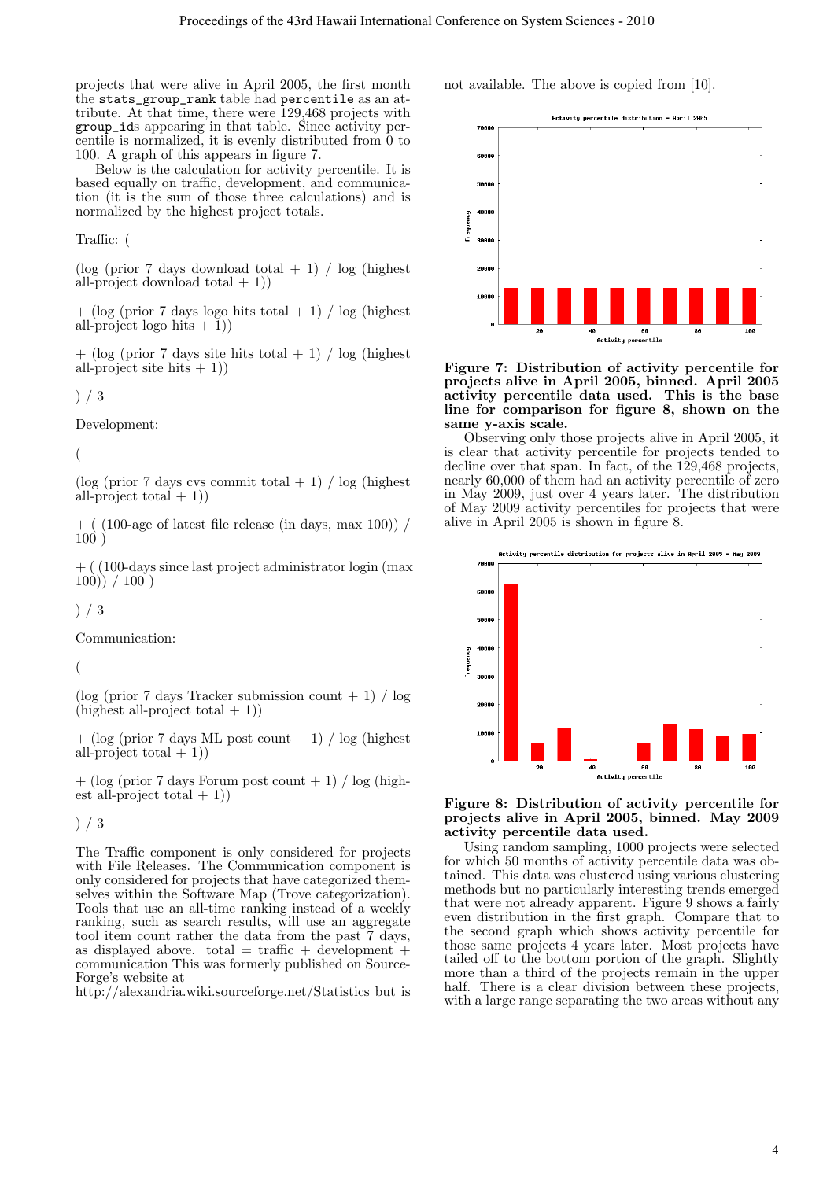projects that were alive in April 2005, the first month the `stats_group_rank` table had `percentile` as an attribute. At that time, there were 129,468 projects with `group_ids` appearing in that table. Since activity percentile is normalized, it is evenly distributed from 0 to 100. A graph of this appears in figure 7.

Below is the calculation for activity percentile. It is based equally on traffic, development, and communication (it is the sum of those three calculations) and is normalized by the highest project totals.

Traffic: (

(log (prior 7 days download total + 1) / log (highest all-project download total + 1))

+ (log (prior 7 days logo hits total + 1) / log (highest all-project logo hits + 1))

+ (log (prior 7 days site hits total + 1) / log (highest all-project site hits + 1))

) / 3

Development:

(

(log (prior 7 days cvs commit total + 1) / log (highest all-project total + 1))

+ ( (100-age of latest file release (in days, max 100)) / 100 )

+ ( (100-days since last project administrator login (max 100)) / 100 )

) / 3

Communication:

(

(log (prior 7 days Tracker submission count + 1) / log (highest all-project total + 1))

+ (log (prior 7 days ML post count + 1) / log (highest all-project total + 1))

+ (log (prior 7 days Forum post count + 1) / log (highest all-project total + 1))

) / 3

The Traffic component is only considered for projects with File Releases. The Communication component is only considered for projects that have categorized themselves within the Software Map (Trove categorization). Tools that use an all-time ranking instead of a weekly ranking, such as search results, will use an aggregate tool item count rather the data from the past 7 days, as displayed above. total = traffic + development + communication This was formerly published on SourceForge's website at http://alexandria.wiki.sourceforge.net/Statistics but is not available. The above is copied from [10].

**Figure 7: Distribution of activity percentile for projects alive in April 2005, binned. April 2005 activity percentile data used. This is the base line for comparison for figure 8, shown on the same y-axis scale.**

Observing only those projects alive in April 2005, it is clear that activity percentile for projects tended to decline over that span. In fact, of the 129,468 projects, nearly 60,000 of them had an activity percentile of zero in May 2009, just over 4 years later. The distribution of May 2009 activity percentiles for projects that were alive in April 2005 is shown in figure 8.

**Figure 8: Distribution of activity percentile for projects alive in April 2005, binned. May 2009 activity percentile data used.**

Using random sampling, 1000 projects were selected for which 50 months of activity percentile data was obtained. This data was clustered using various clustering methods but no particularly interesting trends emerged that were not already apparent. Figure 9 shows a fairly even distribution in the first graph. Compare that to the second graph which shows activity percentile for those same projects 4 years later. Most projects have tailed off to the bottom portion of the graph. Slightly more than a third of the projects remain in the upper half. There is a clear division between these projects, with a large range separating the two areas without any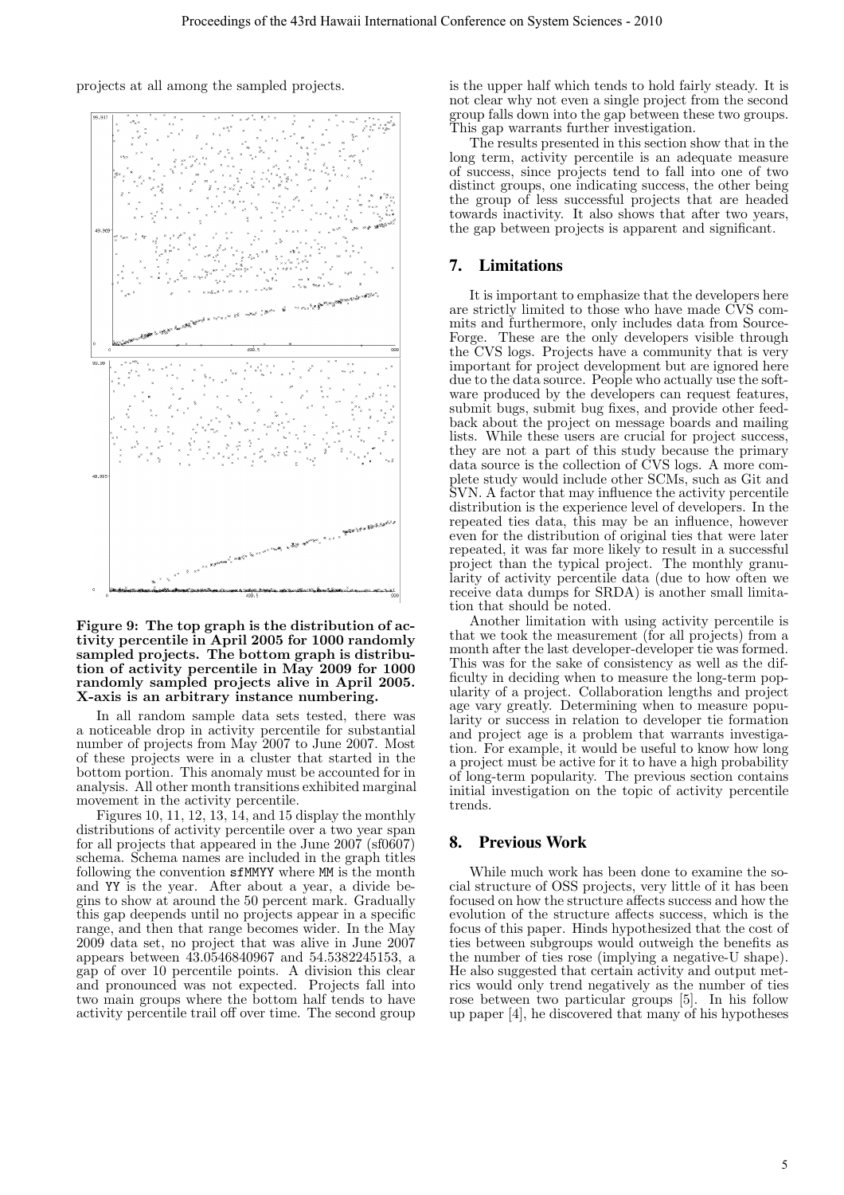projects at all among the sampled projects.

**Figure 9: The top graph is the distribution of activity percentile in April 2005 for 1000 randomly sampled projects. The bottom graph is distribution of activity percentile in May 2009 for 1000 randomly sampled projects alive in April 2005. X-axis is an arbitrary instance numbering.**

In all random sample data sets tested, there was a noticeable drop in activity percentile for substantial number of projects from May 2007 to June 2007. Most of these projects were in a cluster that started in the bottom portion. This anomaly must be accounted for in analysis. All other month transitions exhibited marginal movement in the activity percentile.

Figures 10, 11, 12, 13, 14, and 15 display the monthly distributions of activity percentile over a two year span for all projects that appeared in the June 2007 (sf0607) schema. Schema names are included in the graph titles following the convention sfMMYY where MM is the month and YY is the year. After about a year, a divide begins to show at around the 50 percent mark. Gradually this gap deepends until no projects appear in a specific range, and then that range becomes wider. In the May 2009 data set, no project that was alive in June 2007 appears between 43.0546840967 and 54.5382245153, a gap of over 10 percentile points. A division this clear and pronounced was not expected. Projects fall into two main groups where the bottom half tends to have activity percentile trail off over time. The second group is the upper half which tends to hold fairly steady. It is not clear why not even a single project from the second group falls down into the gap between these two groups. This gap warrants further investigation.

The results presented in this section show that in the long term, activity percentile is an adequate measure of success, since projects tend to fall into one of two distinct groups, one indicating success, the other being the group of less successful projects that are headed towards inactivity. It also shows that after two years, the gap between projects is apparent and significant.

## 7. Limitations

It is important to emphasize that the developers here are strictly limited to those who have made CVS commits and furthermore, only includes data from SourceForge. These are the only developers visible through the CVS logs. Projects have a community that is very important for project development but are ignored here due to the data source. People who actually use the software produced by the developers can request features, submit bugs, submit bug fixes, and provide other feedback about the project on message boards and mailing lists. While these users are crucial for project success, they are not a part of this study because the primary data source is the collection of CVS logs. A more complete study would include other SCMs, such as Git and SVN. A factor that may influence the activity percentile distribution is the experience level of developers. In the repeated ties data, this may be an influence, however even for the distribution of original ties that were later repeated, it was far more likely to result in a successful project than the typical project. The monthly granularity of activity percentile data (due to how often we receive data dumps for SRDA) is another small limitation that should be noted.

Another limitation with using activity percentile is that we took the measurement (for all projects) from a month after the last developer-developer tie was formed. This was for the sake of consistency as well as the difficulty in deciding when to measure the long-term popularity of a project. Collaboration lengths and project age vary greatly. Determining when to measure popularity or success in relation to developer tie formation and project age is a problem that warrants investigation. For example, it would be useful to know how long a project must be active for it to have a high probability of long-term popularity. The previous section contains initial investigation on the topic of activity percentile trends.

## 8. Previous Work

While much work has been done to examine the social structure of OSS projects, very little of it has been focused on how the structure affects success and how the evolution of the structure affects success, which is the focus of this paper. Hinds hypothesized that the cost of ties between subgroups would outweigh the benefits as the number of ties rose (implying a negative-U shape). He also suggested that certain activity and output metrics would only trend negatively as the number of ties rose between two particular groups [5]. In his follow up paper [4], he discovered that many of his hypotheses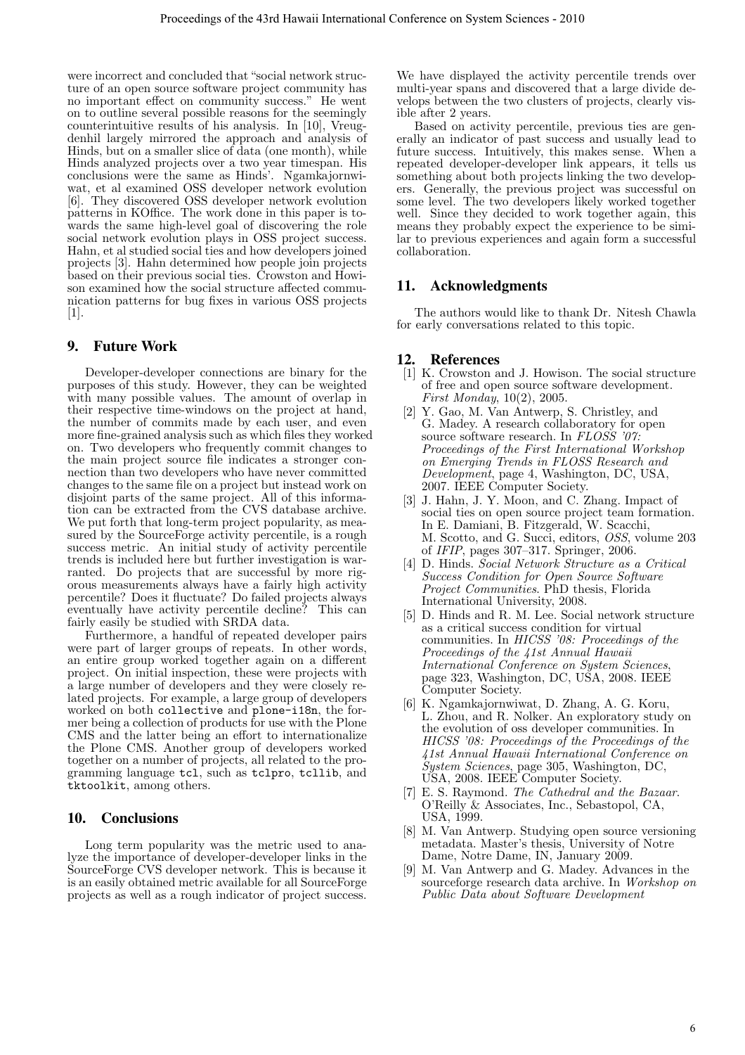were incorrect and concluded that "social network structure of an open source software project community has no important effect on community success." He went on to outline several possible reasons for the seemingly counterintuitive results of his analysis. In [10], Vreugdenhil largely mirrored the approach and analysis of Hinds, but on a smaller slice of data (one month), while Hinds analyzed projects over a two year timespan. His conclusions were the same as Hinds'. Ngamkajornwiwat, et al examined OSS developer network evolution [6]. They discovered OSS developer network evolution patterns in KOffice. The work done in this paper is towards the same high-level goal of discovering the role social network evolution plays in OSS project success. Hahn, et al studied social ties and how developers joined projects [3]. Hahn determined how people join projects based on their previous social ties. Crowston and Howison examined how the social structure affected communication patterns for bug fixes in various OSS projects [1].

## 9. Future Work

Developer-developer connections are binary for the purposes of this study. However, they can be weighted with many possible values. The amount of overlap in their respective time-windows on the project at hand, the number of commits made by each user, and even more fine-grained analysis such as which files they worked on. Two developers who frequently commit changes to the main project source file indicates a stronger connection than two developers who have never committed changes to the same file on a project but instead work on disjoint parts of the same project. All of this information can be extracted from the CVS database archive. We put forth that long-term project popularity, as measured by the SourceForge activity percentile, is a rough success metric. An initial study of activity percentile trends is included here but further investigation is warranted. Do projects that are successful by more rigorous measurements always have a fairly high activity percentile? Does it fluctuate? Do failed projects always eventually have activity percentile decline? This can fairly easily be studied with SRDA data.

Furthermore, a handful of repeated developer pairs were part of larger groups of repeats. In other words, an entire group worked together again on a different project. On initial inspection, these were projects with a large number of developers and they were closely related projects. For example, a large group of developers worked on both `collective` and `plone-i18n`, the former being a collection of products for use with the Plone CMS and the latter being an effort to internationalize the Plone CMS. Another group of developers worked together on a number of projects, all related to the programming language `tcl`, such as `tclpro`, `tcllib`, and `tktoolkit`, among others.

## 10. Conclusions

Long term popularity was the metric used to analyze the importance of developer-developer links in the SourceForge CVS developer network. This is because it is an easily obtained metric available for all SourceForge projects as well as a rough indicator of project success. We have displayed the activity percentile trends over multi-year spans and discovered that a large divide develops between the two clusters of projects, clearly visible after 2 years.

Based on activity percentile, previous ties are generally an indicator of past success and usually lead to future success. Intuitively, this makes sense. When a repeated developer-developer link appears, it tells us something about both projects linking the two developers. Generally, the previous project was successful on some level. The two developers likely worked together well. Since they decided to work together again, this means they probably expect the experience to be similar to previous experiences and again form a successful collaboration.

## 11. Acknowledgments

The authors would like to thank Dr. Nitesh Chawla for early conversations related to this topic.

## 12. References

[1] K. Crowston and J. Howison. The social structure of free and open source software development. *First Monday*, 10(2), 2005.

[2] Y. Gao, M. Van Antwerp, S. Christley, and G. Madey. A research collaboratory for open source software research. In *FLOSS '07: Proceedings of the First International Workshop on Emerging Trends in FLOSS Research and Development*, page 4, Washington, DC, USA, 2007. IEEE Computer Society.

[3] J. Hahn, J. Y. Moon, and C. Zhang. Impact of social ties on open source project team formation. In E. Damiani, B. Fitzgerald, W. Scacchi, M. Scotto, and G. Succi, editors, *OSS*, volume 203 of *IFIP*, pages 307–317. Springer, 2006.

[4] D. Hinds. *Social Network Structure as a Critical Success Condition for Open Source Software Project Communities*. PhD thesis, Florida International University, 2008.

[5] D. Hinds and R. M. Lee. Social network structure as a critical success condition for virtual communities. In *HICSS '08: Proceedings of the Proceedings of the 41st Annual Hawaii International Conference on System Sciences*, page 323, Washington, DC, USA, 2008. IEEE Computer Society.

[6] K. Ngamkajornwiwat, D. Zhang, A. G. Koru, L. Zhou, and R. Nolker. An exploratory study on the evolution of oss developer communities. In *HICSS '08: Proceedings of the Proceedings of the 41st Annual Hawaii International Conference on System Sciences*, page 305, Washington, DC, USA, 2008. IEEE Computer Society.

[7] E. S. Raymond. *The Cathedral and the Bazaar*. O'Reilly & Associates, Inc., Sebastopol, CA, USA, 1999.

[8] M. Van Antwerp. Studying open source versioning metadata. Master's thesis, University of Notre Dame, Notre Dame, IN, January 2009.

[9] M. Van Antwerp and G. Madey. Advances in the sourceforge research data archive. In *Workshop on Public Data about Software Development*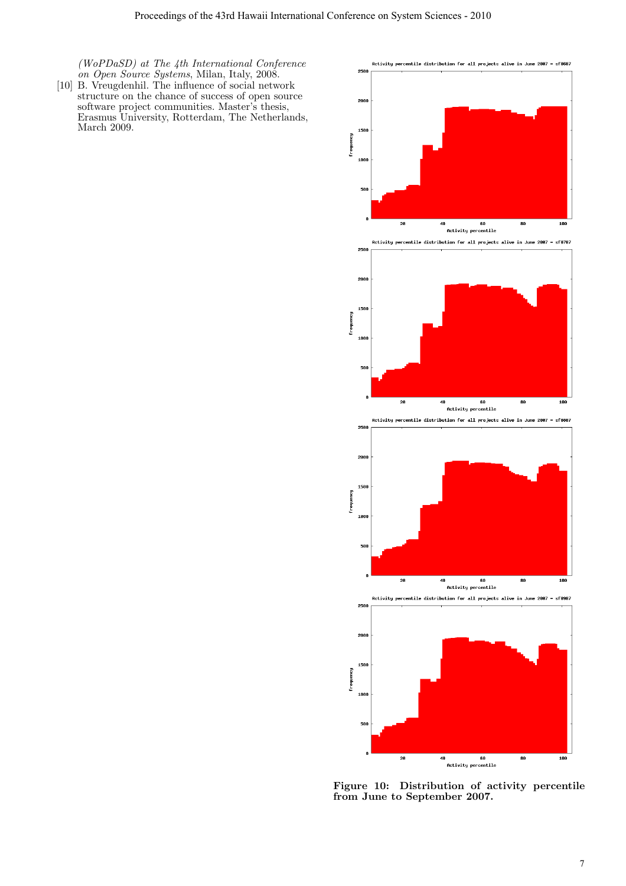(*WoPDaSD*) *at The 4th International Conference on Open Source Systems*, Milan, Italy, 2008.

[10] B. Vreugdenhil. The influence of social network structure on the chance of success of open source software project communities. Master's thesis, Erasmus University, Rotterdam, The Netherlands, March 2009.

**Figure 10: Distribution of activity percentile from June to September 2007.**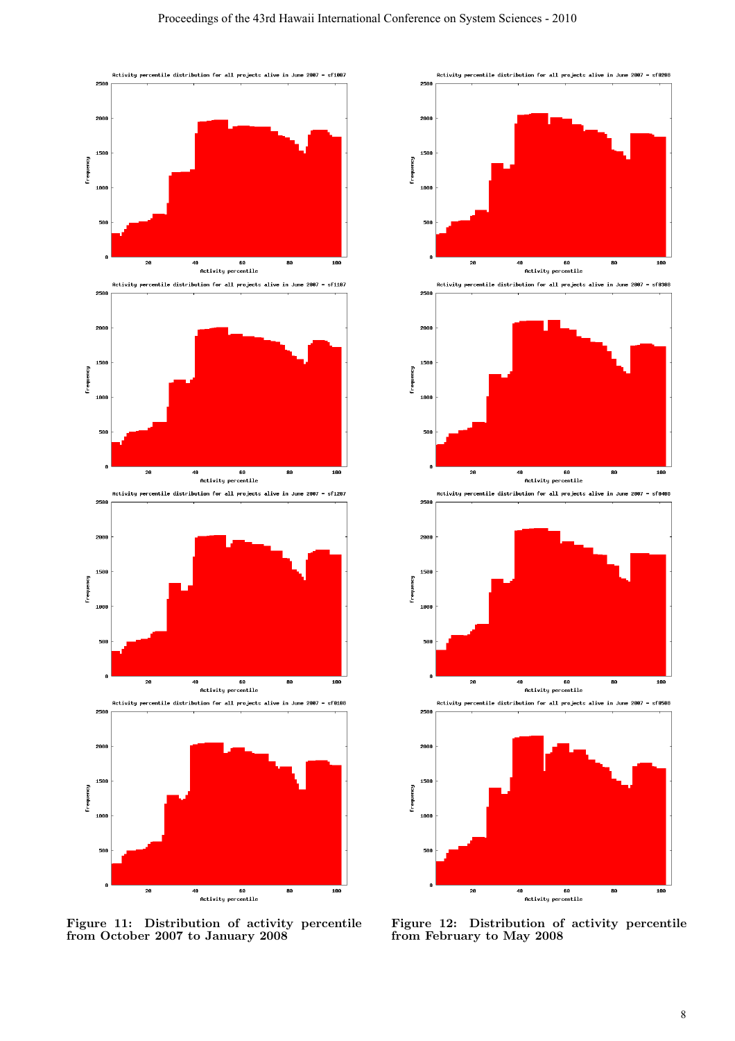Activity percentile distribution for all projects alive in June 2007 - sf1007

Activity percentile distribution for all projects alive in June 2007 - sf1107

Activity percentile distribution for all projects alive in June 2007 - sf1207

Activity percentile distribution for all projects alive in June 2007 - sf0108

**Figure 11: Distribution of activity percentile from October 2007 to January 2008**

Activity percentile distribution for all projects alive in June 2007 - sf0208

Activity percentile distribution for all projects alive in June 2007 - sf0308

Activity percentile distribution for all projects alive in June 2007 - sf0408

Activity percentile distribution for all projects alive in June 2007 - sf0508

**Figure 12: Distribution of activity percentile from February to May 2008**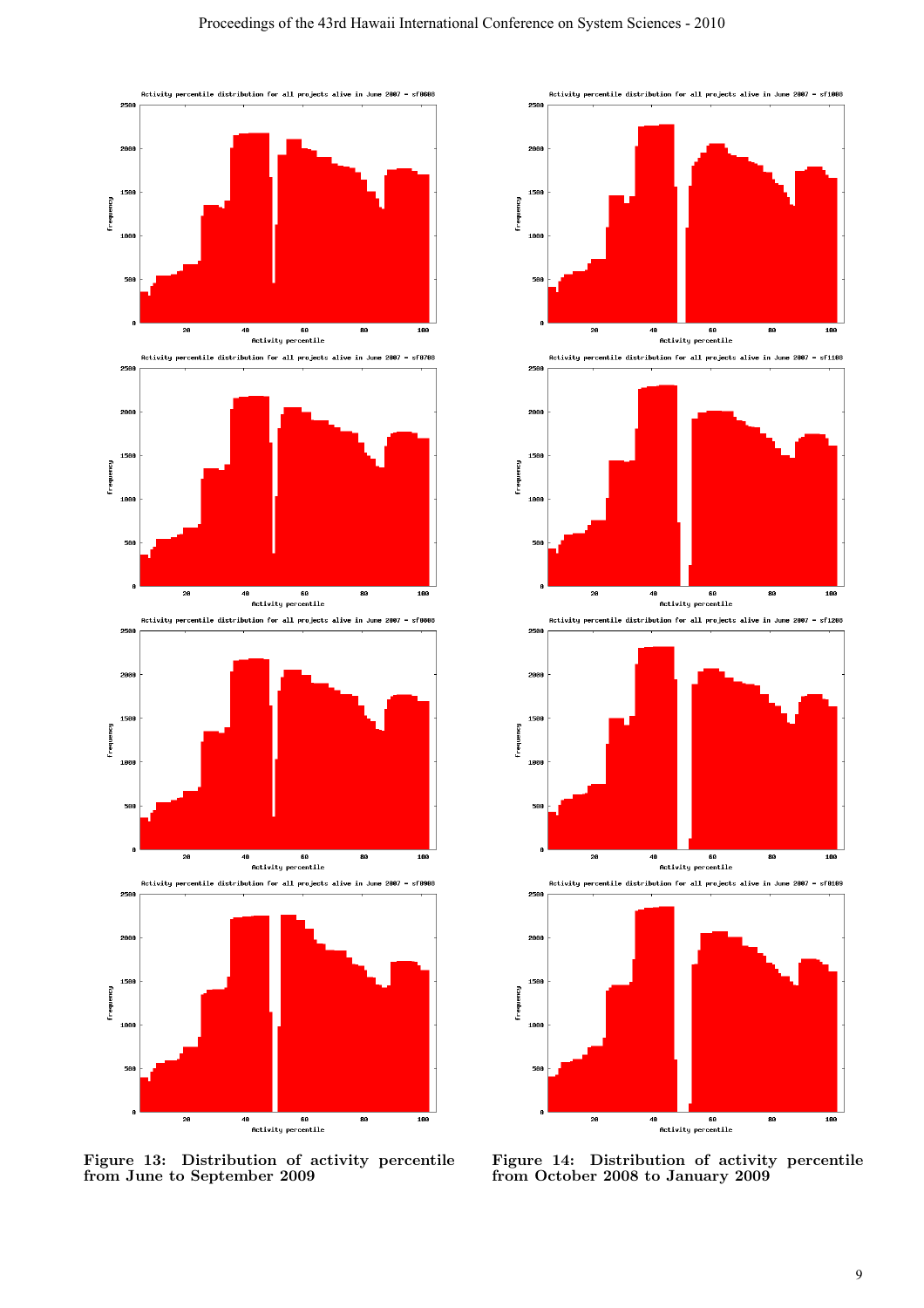Figure 13: Distribution of activity percentile from June to September 2009

Figure 14: Distribution of activity percentile from October 2008 to January 2009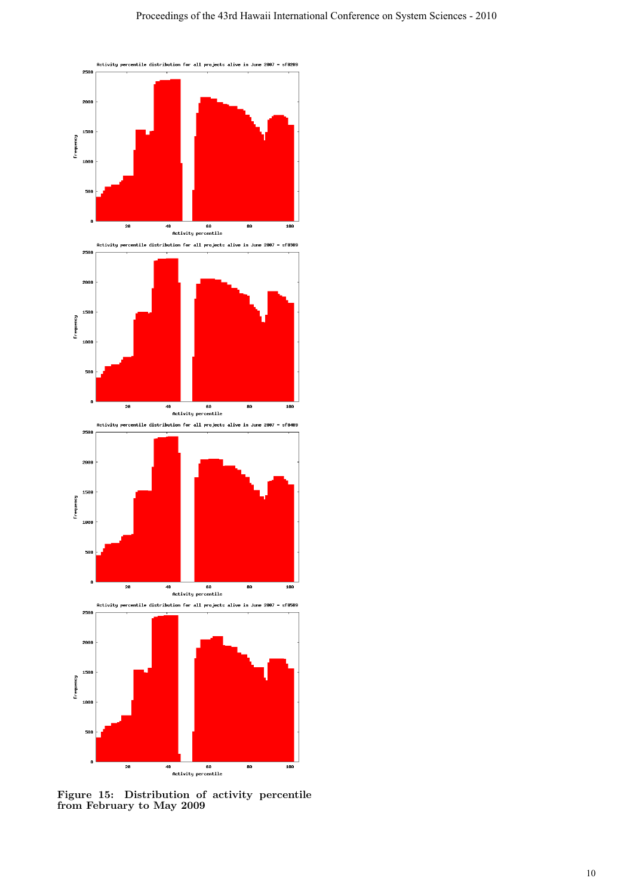Activity percentile distribution for all projects alive in June 2007 - sf0209

2500
2000
1500
1000
500
0

Frequency

20
40
60
80
100

Activity percentile

Activity percentile distribution for all projects alive in June 2007 - sf0309

2500
2000
1500
1000
500
0

Frequency

20
40
60
80
100

Activity percentile

Activity percentile distribution for all projects alive in June 2007 - sf0409

2500
2000
1500
1000
500
0

Frequency

20
40
60
80
100

Activity percentile

Activity percentile distribution for all projects alive in June 2007 - sf0509

2500
2000
1500
1000
500
0

Frequency

20
40
60
80
100

Activity percentile

**Figure 15: Distribution of activity percentile from February to May 2009**